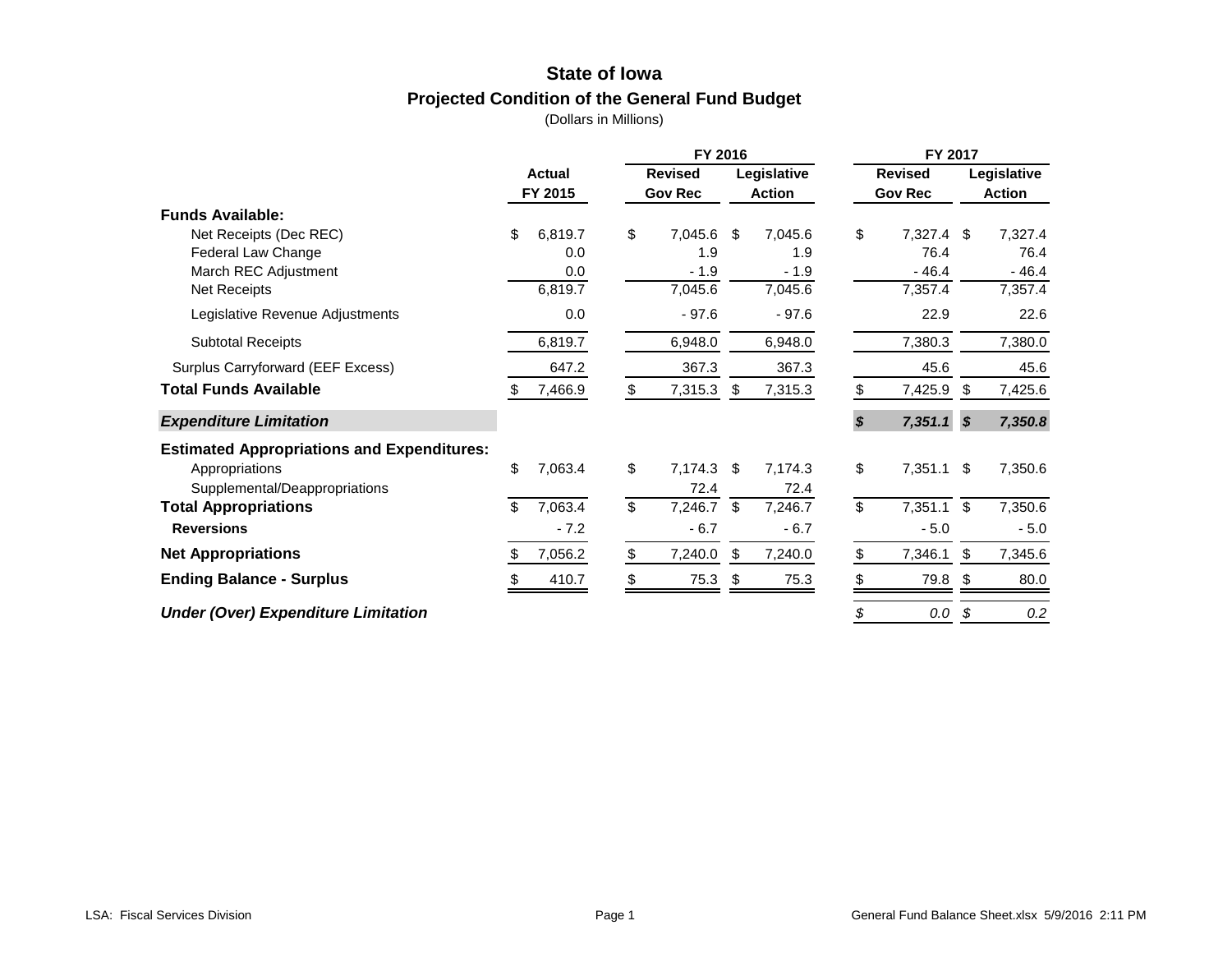# State of Iowa

## Projected Condition of the General Fund Budget

(Dollars in Millions)

| | Actual FY 2015 | FY 2016 Revised Gov Rec | FY 2016 Legislative Action | FY 2017 Revised Gov Rec | FY 2017 Legislative Action |
|---|---|---|---|---|---|
| **Funds Available:** | | | | | |
| Net Receipts (Dec REC) | $ 6,819.7 | $ 7,045.6 | $ 7,045.6 | $ 7,327.4 | $ 7,327.4 |
| Federal Law Change | 0.0 | 1.9 | 1.9 | 76.4 | 76.4 |
| March REC Adjustment | 0.0 | - 1.9 | - 1.9 | - 46.4 | - 46.4 |
| Net Receipts | 6,819.7 | 7,045.6 | 7,045.6 | 7,357.4 | 7,357.4 |
| Legislative Revenue Adjustments | 0.0 | - 97.6 | - 97.6 | 22.9 | 22.6 |
| Subtotal Receipts | 6,819.7 | 6,948.0 | 6,948.0 | 7,380.3 | 7,380.0 |
| Surplus Carryforward (EEF Excess) | 647.2 | 367.3 | 367.3 | 45.6 | 45.6 |
| **Total Funds Available** | $ 7,466.9 | $ 7,315.3 | $ 7,315.3 | $ 7,425.9 | $ 7,425.6 |
| ***Expenditure Limitation*** | | | | ***$ 7,351.1*** | ***$ 7,350.8*** |
| **Estimated Appropriations and Expenditures:** | | | | | |
| Appropriations | $ 7,063.4 | $ 7,174.3 | $ 7,174.3 | $ 7,351.1 | $ 7,350.6 |
| Supplemental/Deappropriations | | 72.4 | 72.4 | | |
| **Total Appropriations** | $ 7,063.4 | $ 7,246.7 | $ 7,246.7 | $ 7,351.1 | $ 7,350.6 |
| **Reversions** | - 7.2 | - 6.7 | - 6.7 | - 5.0 | - 5.0 |
| **Net Appropriations** | $ 7,056.2 | $ 7,240.0 | $ 7,240.0 | $ 7,346.1 | $ 7,345.6 |
| **Ending Balance - Surplus** | $ 410.7 | $ 75.3 | $ 75.3 | $ 79.8 | $ 80.0 |
| ***Under (Over) Expenditure Limitation*** | | | | *$ 0.0* | *$ 0.2* |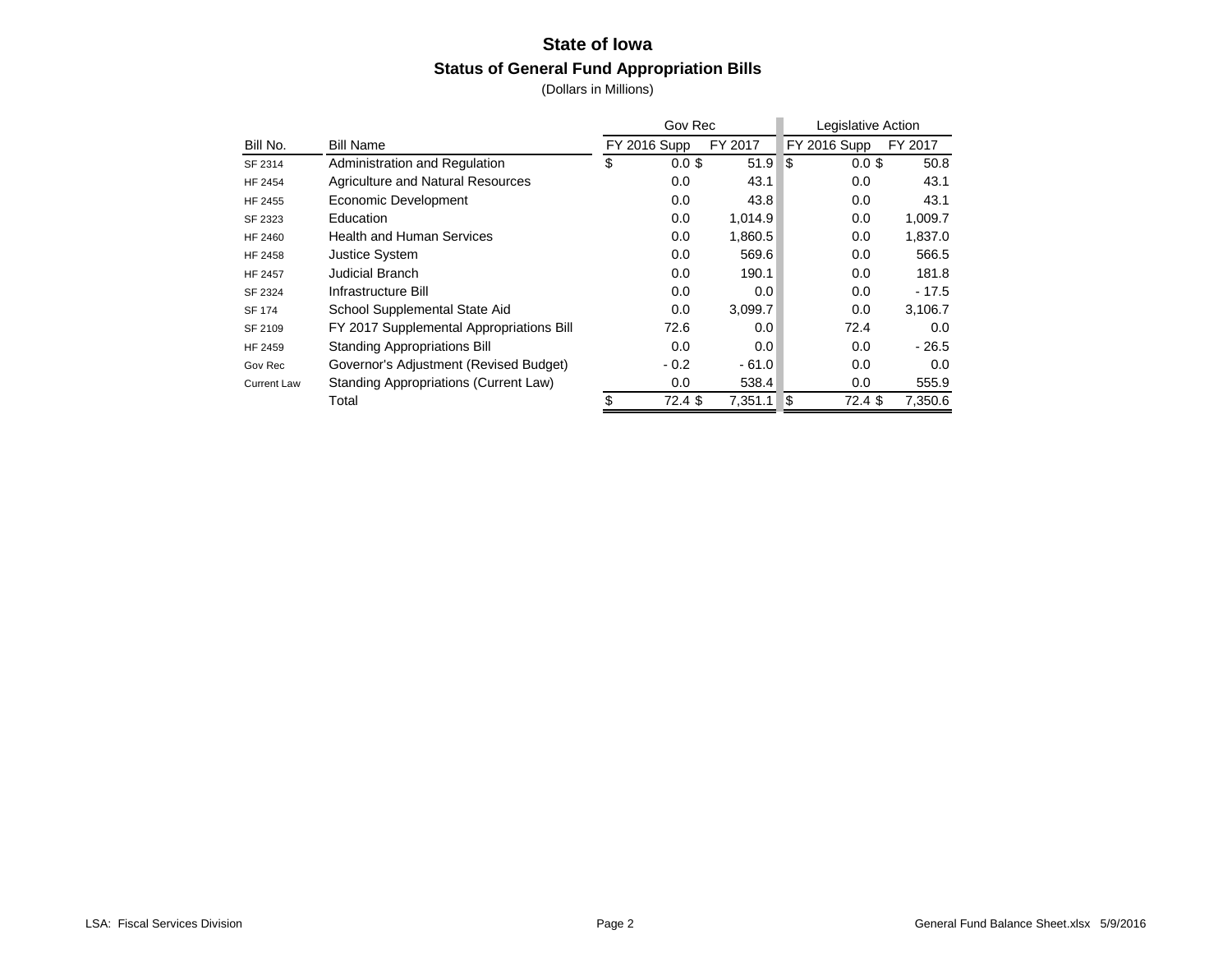# State of Iowa

## Status of General Fund Appropriation Bills

(Dollars in Millions)

| Bill No. | Bill Name | Gov Rec FY 2016 Supp | Gov Rec FY 2017 | Legislative Action FY 2016 Supp | Legislative Action FY 2017 |
|---|---|---|---|---|---|
| SF 2314 | Administration and Regulation | $ 0.0 | $ 51.9 | $ 0.0 | $ 50.8 |
| HF 2454 | Agriculture and Natural Resources | 0.0 | 43.1 | 0.0 | 43.1 |
| HF 2455 | Economic Development | 0.0 | 43.8 | 0.0 | 43.1 |
| SF 2323 | Education | 0.0 | 1,014.9 | 0.0 | 1,009.7 |
| HF 2460 | Health and Human Services | 0.0 | 1,860.5 | 0.0 | 1,837.0 |
| HF 2458 | Justice System | 0.0 | 569.6 | 0.0 | 566.5 |
| HF 2457 | Judicial Branch | 0.0 | 190.1 | 0.0 | 181.8 |
| SF 2324 | Infrastructure Bill | 0.0 | 0.0 | 0.0 | - 17.5 |
| SF 174 | School Supplemental State Aid | 0.0 | 3,099.7 | 0.0 | 3,106.7 |
| SF 2109 | FY 2017 Supplemental Appropriations Bill | 72.6 | 0.0 | 72.4 | 0.0 |
| HF 2459 | Standing Appropriations Bill | 0.0 | 0.0 | 0.0 | - 26.5 |
| Gov Rec | Governor's Adjustment (Revised Budget) | - 0.2 | - 61.0 | 0.0 | 0.0 |
| Current Law | Standing Appropriations (Current Law) | 0.0 | 538.4 | 0.0 | 555.9 |
| | Total | $ 72.4 | $ 7,351.1 | $ 72.4 | $ 7,350.6 |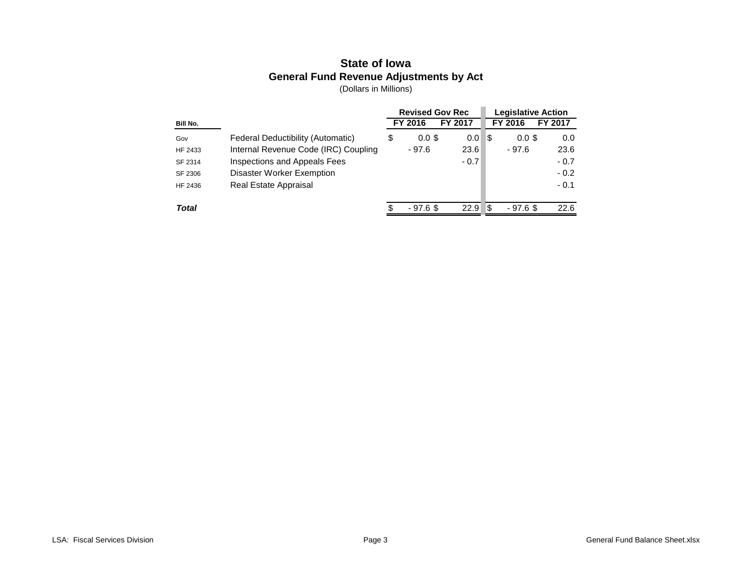# State of Iowa

## General Fund Revenue Adjustments by Act

(Dollars in Millions)

| Bill No. | | Revised Gov Rec | | Legislative Action | |
|---|---|---|---|---|---|
| | | FY 2016 | FY 2017 | FY 2016 | FY 2017 |
| Gov | Federal Deductibility (Automatic) | $ 0.0 | $ 0.0 | $ 0.0 | $ 0.0 |
| HF 2433 | Internal Revenue Code (IRC) Coupling | - 97.6 | 23.6 | - 97.6 | 23.6 |
| SF 2314 | Inspections and Appeals Fees | | - 0.7 | | - 0.7 |
| SF 2306 | Disaster Worker Exemption | | | | - 0.2 |
| HF 2436 | Real Estate Appraisal | | | | - 0.1 |
| ***Total*** | | $ - 97.6 | $ 22.9 | $ - 97.6 | $ 22.6 |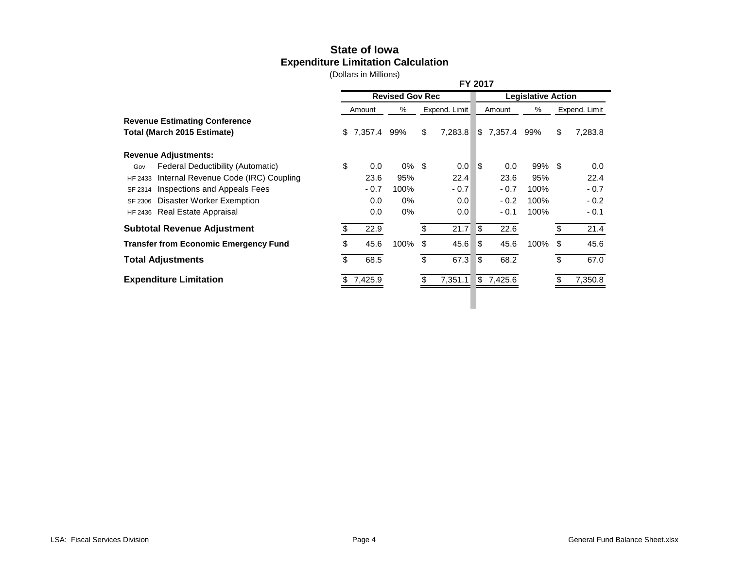# State of Iowa
## Expenditure Limitation Calculation

(Dollars in Millions)

| | | FY 2017 | | | | | |
|---|---|---|---|---|---|---|---|
| | | Revised Gov Rec | | | Legislative Action | | |
| | | Amount | % | Expend. Limit | Amount | % | Expend. Limit |
| **Revenue Estimating Conference** | | | | | | | |
| **Total (March 2015 Estimate)** | | $ 7,357.4 | 99% | $ 7,283.8 | $ 7,357.4 | 99% | $ 7,283.8 |
| **Revenue Adjustments:** | | | | | | | |
| Gov | Federal Deductibility (Automatic) | $ 0.0 | 0% | $ 0.0 | $ 0.0 | 99% | $ 0.0 |
| HF 2433 | Internal Revenue Code (IRC) Coupling | 23.6 | 95% | 22.4 | 23.6 | 95% | 22.4 |
| SF 2314 | Inspections and Appeals Fees | - 0.7 | 100% | - 0.7 | - 0.7 | 100% | - 0.7 |
| SF 2306 | Disaster Worker Exemption | 0.0 | 0% | 0.0 | - 0.2 | 100% | - 0.2 |
| HF 2436 | Real Estate Appraisal | 0.0 | 0% | 0.0 | - 0.1 | 100% | - 0.1 |
| **Subtotal Revenue Adjustment** | | $ 22.9 | | $ 21.7 | $ 22.6 | | $ 21.4 |
| **Transfer from Economic Emergency Fund** | | $ 45.6 | 100% | $ 45.6 | $ 45.6 | 100% | $ 45.6 |
| **Total Adjustments** | | $ 68.5 | | $ 67.3 | $ 68.2 | | $ 67.0 |
| **Expenditure Limitation** | | $ 7,425.9 | | $ 7,351.1 | $ 7,425.6 | | $ 7,350.8 |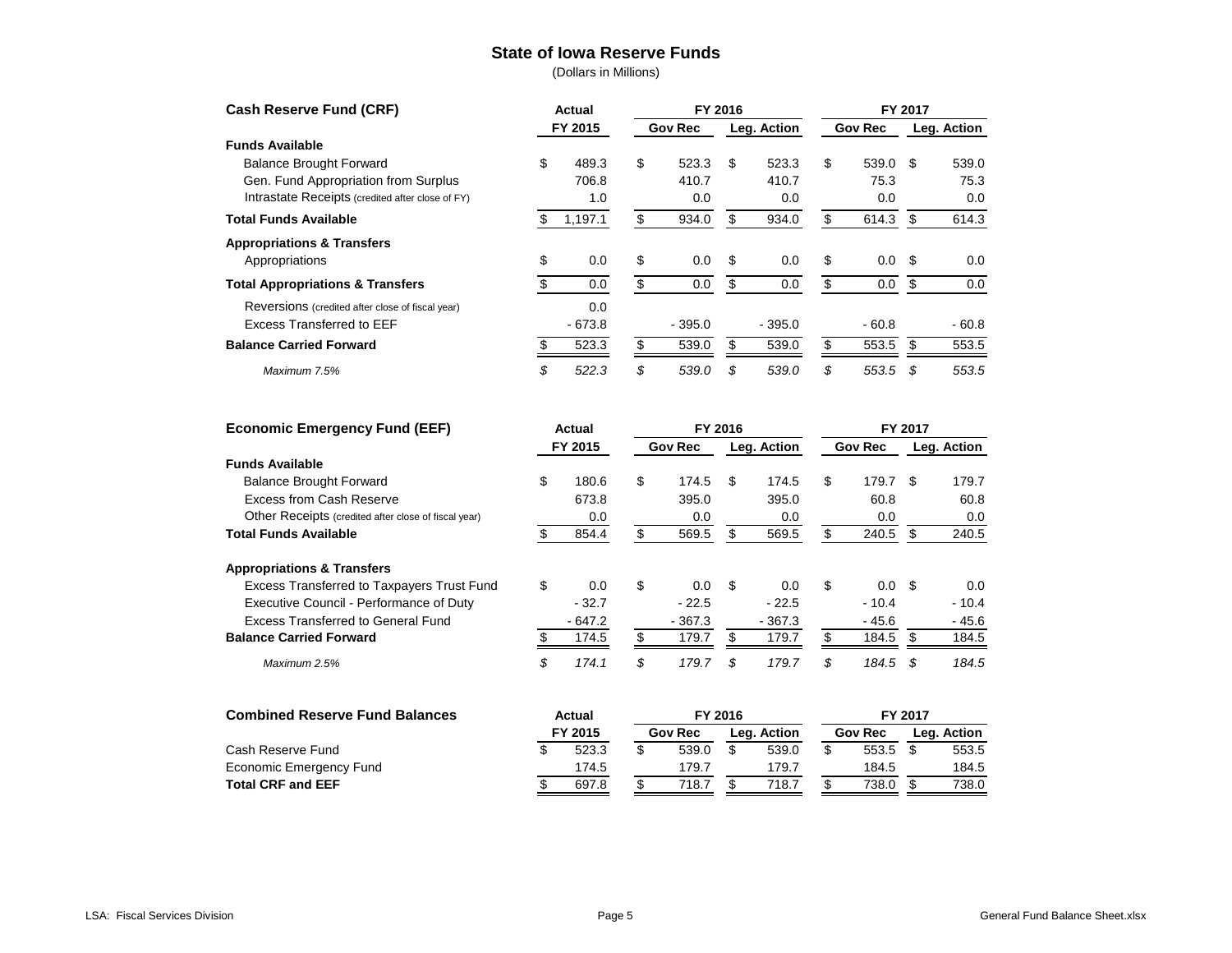# State of Iowa Reserve Funds

(Dollars in Millions)

| Cash Reserve Fund (CRF) | Actual FY 2015 | FY 2016 Gov Rec | FY 2016 Leg. Action | FY 2017 Gov Rec | FY 2017 Leg. Action |
|---|---|---|---|---|---|
| **Funds Available** | | | | | |
| Balance Brought Forward | $ 489.3 | $ 523.3 | $ 523.3 | $ 539.0 | $ 539.0 |
| Gen. Fund Appropriation from Surplus | 706.8 | 410.7 | 410.7 | 75.3 | 75.3 |
| Intrastate Receipts (credited after close of FY) | 1.0 | 0.0 | 0.0 | 0.0 | 0.0 |
| **Total Funds Available** | $ 1,197.1 | $ 934.0 | $ 934.0 | $ 614.3 | $ 614.3 |
| **Appropriations & Transfers** | | | | | |
| Appropriations | $ 0.0 | $ 0.0 | $ 0.0 | $ 0.0 | $ 0.0 |
| **Total Appropriations & Transfers** | $ 0.0 | $ 0.0 | $ 0.0 | $ 0.0 | $ 0.0 |
| Reversions (credited after close of fiscal year) | 0.0 | | | | |
| Excess Transferred to EEF | - 673.8 | - 395.0 | - 395.0 | - 60.8 | - 60.8 |
| **Balance Carried Forward** | $ 523.3 | $ 539.0 | $ 539.0 | $ 553.5 | $ 553.5 |
| *Maximum 7.5%* | *$ 522.3* | *$ 539.0* | *$ 539.0* | *$ 553.5* | *$ 553.5* |

| Economic Emergency Fund (EEF) | Actual FY 2015 | FY 2016 Gov Rec | FY 2016 Leg. Action | FY 2017 Gov Rec | FY 2017 Leg. Action |
|---|---|---|---|---|---|
| **Funds Available** | | | | | |
| Balance Brought Forward | $ 180.6 | $ 174.5 | $ 174.5 | $ 179.7 | $ 179.7 |
| Excess from Cash Reserve | 673.8 | 395.0 | 395.0 | 60.8 | 60.8 |
| Other Receipts (credited after close of fiscal year) | 0.0 | 0.0 | 0.0 | 0.0 | 0.0 |
| **Total Funds Available** | $ 854.4 | $ 569.5 | $ 569.5 | $ 240.5 | $ 240.5 |
| **Appropriations & Transfers** | | | | | |
| Excess Transferred to Taxpayers Trust Fund | $ 0.0 | $ 0.0 | $ 0.0 | $ 0.0 | $ 0.0 |
| Executive Council - Performance of Duty | - 32.7 | - 22.5 | - 22.5 | - 10.4 | - 10.4 |
| Excess Transferred to General Fund | - 647.2 | - 367.3 | - 367.3 | - 45.6 | - 45.6 |
| **Balance Carried Forward** | $ 174.5 | $ 179.7 | $ 179.7 | $ 184.5 | $ 184.5 |
| *Maximum 2.5%* | *$ 174.1* | *$ 179.7* | *$ 179.7* | *$ 184.5* | *$ 184.5* |

| Combined Reserve Fund Balances | Actual FY 2015 | FY 2016 Gov Rec | FY 2016 Leg. Action | FY 2017 Gov Rec | FY 2017 Leg. Action |
|---|---|---|---|---|---|
| Cash Reserve Fund | $ 523.3 | $ 539.0 | $ 539.0 | $ 553.5 | $ 553.5 |
| Economic Emergency Fund | 174.5 | 179.7 | 179.7 | 184.5 | 184.5 |
| **Total CRF and EEF** | $ 697.8 | $ 718.7 | $ 718.7 | $ 738.0 | $ 738.0 |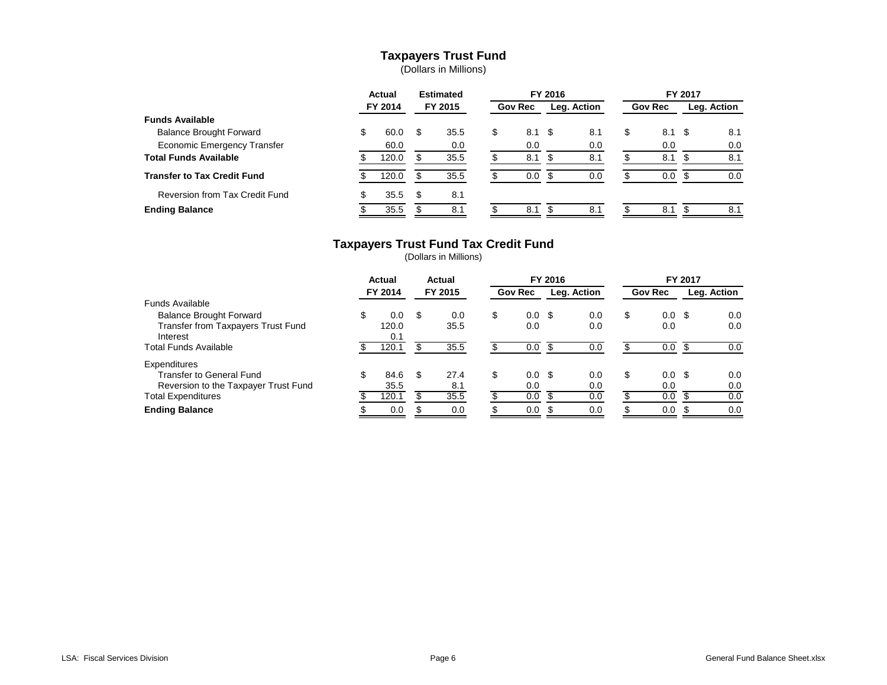## Taxpayers Trust Fund

(Dollars in Millions)

| | Actual FY 2014 | Estimated FY 2015 | FY 2016 Gov Rec | FY 2016 Leg. Action | FY 2017 Gov Rec | FY 2017 Leg. Action |
|---|---|---|---|---|---|---|
| **Funds Available** | | | | | | |
| Balance Brought Forward | $ 60.0 | $ 35.5 | $ 8.1 | $ 8.1 | $ 8.1 | $ 8.1 |
| Economic Emergency Transfer | 60.0 | 0.0 | 0.0 | 0.0 | 0.0 | 0.0 |
| **Total Funds Available** | $ 120.0 | $ 35.5 | $ 8.1 | $ 8.1 | $ 8.1 | $ 8.1 |
| **Transfer to Tax Credit Fund** | $ 120.0 | $ 35.5 | $ 0.0 | $ 0.0 | $ 0.0 | $ 0.0 |
| Reversion from Tax Credit Fund | $ 35.5 | $ 8.1 | | | | |
| **Ending Balance** | $ 35.5 | $ 8.1 | $ 8.1 | $ 8.1 | $ 8.1 | $ 8.1 |

## Taxpayers Trust Fund Tax Credit Fund

(Dollars in Millions)

| | Actual FY 2014 | Actual FY 2015 | FY 2016 Gov Rec | FY 2016 Leg. Action | FY 2017 Gov Rec | FY 2017 Leg. Action |
|---|---|---|---|---|---|---|
| Funds Available | | | | | | |
| Balance Brought Forward | $ 0.0 | $ 0.0 | $ 0.0 | $ 0.0 | $ 0.0 | $ 0.0 |
| Transfer from Taxpayers Trust Fund | 120.0 | 35.5 | 0.0 | 0.0 | 0.0 | 0.0 |
| Interest | 0.1 | | | | | |
| Total Funds Available | $ 120.1 | $ 35.5 | $ 0.0 | $ 0.0 | $ 0.0 | $ 0.0 |
| Expenditures | | | | | | |
| Transfer to General Fund | $ 84.6 | $ 27.4 | $ 0.0 | $ 0.0 | $ 0.0 | $ 0.0 |
| Reversion to the Taxpayer Trust Fund | 35.5 | 8.1 | 0.0 | 0.0 | 0.0 | 0.0 |
| Total Expenditures | $ 120.1 | $ 35.5 | $ 0.0 | $ 0.0 | $ 0.0 | $ 0.0 |
| **Ending Balance** | $ 0.0 | $ 0.0 | $ 0.0 | $ 0.0 | $ 0.0 | $ 0.0 |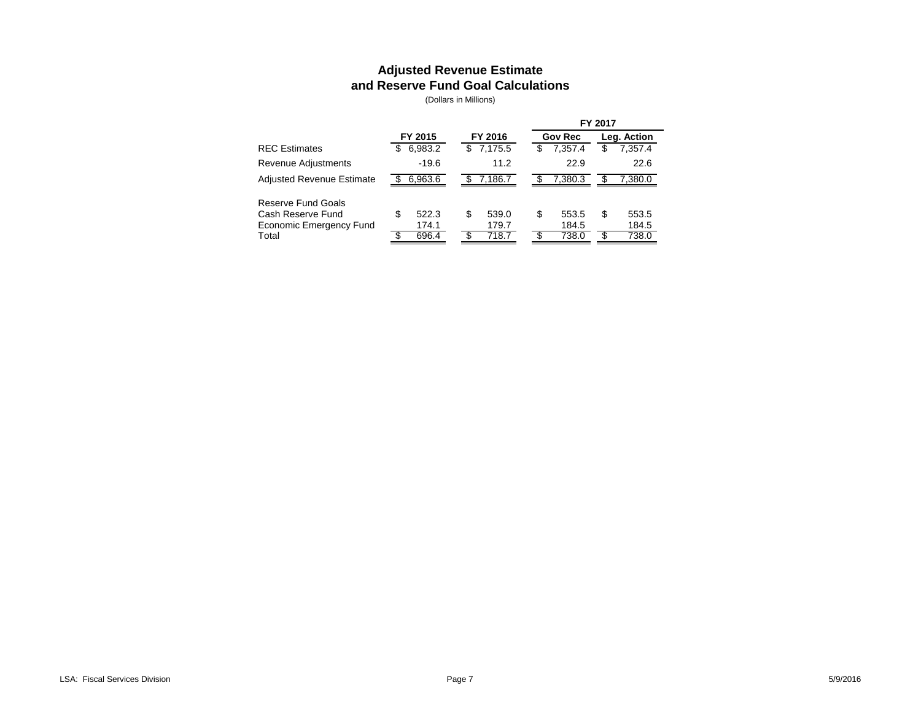# Adjusted Revenue Estimate and Reserve Fund Goal Calculations

(Dollars in Millions)

| | FY 2015 | FY 2016 | FY 2017 | |
|---|---|---|---|---|
| | | | Gov Rec | Leg. Action |
| REC Estimates | $ 6,983.2 | $ 7,175.5 | $ 7,357.4 | $ 7,357.4 |
| Revenue Adjustments | -19.6 | 11.2 | 22.9 | 22.6 |
| Adjusted Revenue Estimate | $ 6,963.6 | $ 7,186.7 | $ 7,380.3 | $ 7,380.0 |
| | | | | |
| Reserve Fund Goals | | | | |
| Cash Reserve Fund | $ 522.3 | $ 539.0 | $ 553.5 | $ 553.5 |
| Economic Emergency Fund | 174.1 | 179.7 | 184.5 | 184.5 |
| Total | $ 696.4 | $ 718.7 | $ 738.0 | $ 738.0 |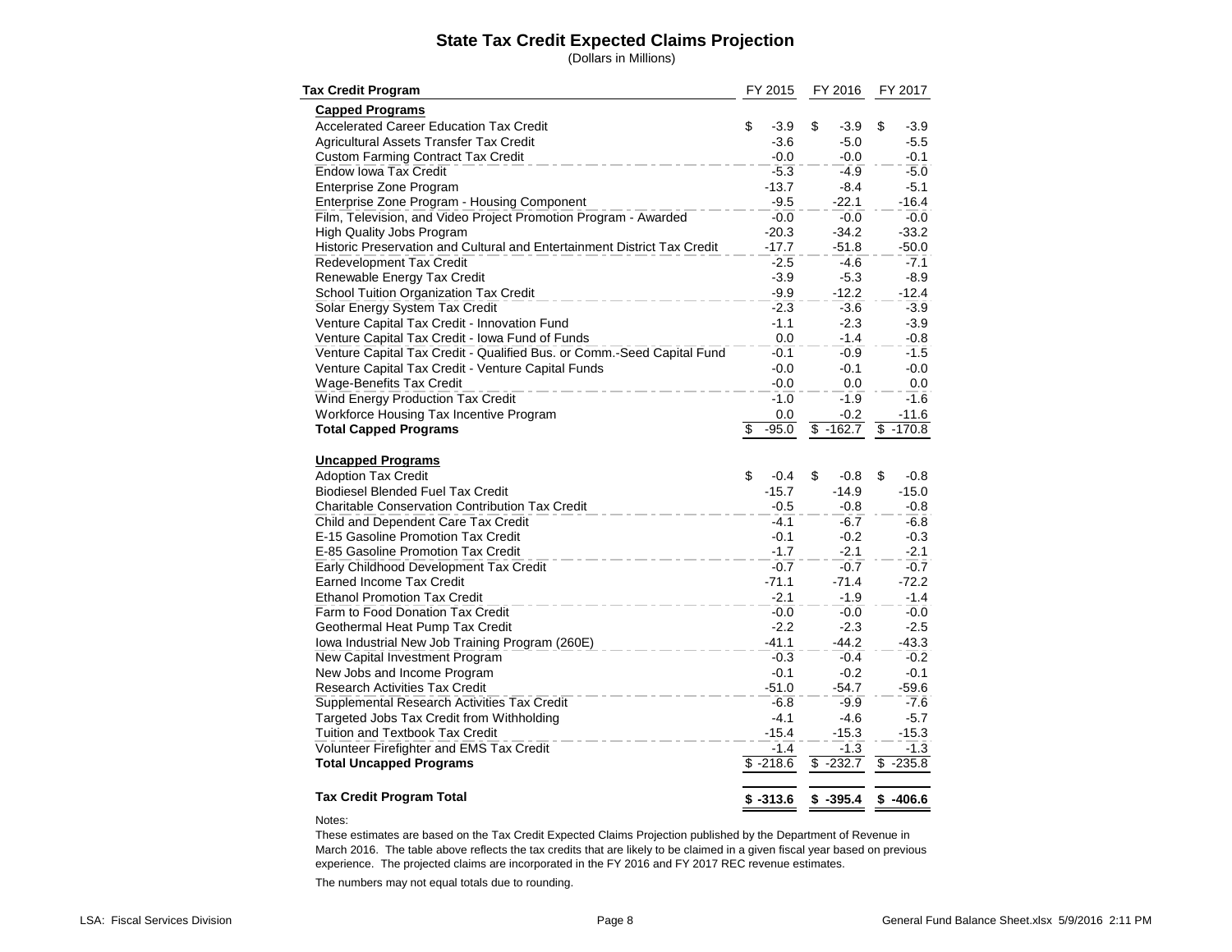# State Tax Credit Expected Claims Projection

(Dollars in Millions)

| Tax Credit Program | FY 2015 | FY 2016 | FY 2017 |
|---|---|---|---|
| **Capped Programs** | | | |
| Accelerated Career Education Tax Credit | $ -3.9 | $ -3.9 | $ -3.9 |
| Agricultural Assets Transfer Tax Credit | -3.6 | -5.0 | -5.5 |
| Custom Farming Contract Tax Credit | -0.0 | -0.0 | -0.1 |
| Endow Iowa Tax Credit | -5.3 | -4.9 | -5.0 |
| Enterprise Zone Program | -13.7 | -8.4 | -5.1 |
| Enterprise Zone Program - Housing Component | -9.5 | -22.1 | -16.4 |
| Film, Television, and Video Project Promotion Program - Awarded | -0.0 | -0.0 | -0.0 |
| High Quality Jobs Program | -20.3 | -34.2 | -33.2 |
| Historic Preservation and Cultural and Entertainment District Tax Credit | -17.7 | -51.8 | -50.0 |
| Redevelopment Tax Credit | -2.5 | -4.6 | -7.1 |
| Renewable Energy Tax Credit | -3.9 | -5.3 | -8.9 |
| School Tuition Organization Tax Credit | -9.9 | -12.2 | -12.4 |
| Solar Energy System Tax Credit | -2.3 | -3.6 | -3.9 |
| Venture Capital Tax Credit - Innovation Fund | -1.1 | -2.3 | -3.9 |
| Venture Capital Tax Credit - Iowa Fund of Funds | 0.0 | -1.4 | -0.8 |
| Venture Capital Tax Credit - Qualified Bus. or Comm.-Seed Capital Fund | -0.1 | -0.9 | -1.5 |
| Venture Capital Tax Credit - Venture Capital Funds | -0.0 | -0.1 | -0.0 |
| Wage-Benefits Tax Credit | -0.0 | 0.0 | 0.0 |
| Wind Energy Production Tax Credit | -1.0 | -1.9 | -1.6 |
| Workforce Housing Tax Incentive Program | 0.0 | -0.2 | -11.6 |
| **Total Capped Programs** | $ -95.0 | $ -162.7 | $ -170.8 |
| | | | |
| **Uncapped Programs** | | | |
| Adoption Tax Credit | $ -0.4 | $ -0.8 | $ -0.8 |
| Biodiesel Blended Fuel Tax Credit | -15.7 | -14.9 | -15.0 |
| Charitable Conservation Contribution Tax Credit | -0.5 | -0.8 | -0.8 |
| Child and Dependent Care Tax Credit | -4.1 | -6.7 | -6.8 |
| E-15 Gasoline Promotion Tax Credit | -0.1 | -0.2 | -0.3 |
| E-85 Gasoline Promotion Tax Credit | -1.7 | -2.1 | -2.1 |
| Early Childhood Development Tax Credit | -0.7 | -0.7 | -0.7 |
| Earned Income Tax Credit | -71.1 | -71.4 | -72.2 |
| Ethanol Promotion Tax Credit | -2.1 | -1.9 | -1.4 |
| Farm to Food Donation Tax Credit | -0.0 | -0.0 | -0.0 |
| Geothermal Heat Pump Tax Credit | -2.2 | -2.3 | -2.5 |
| Iowa Industrial New Job Training Program (260E) | -41.1 | -44.2 | -43.3 |
| New Capital Investment Program | -0.3 | -0.4 | -0.2 |
| New Jobs and Income Program | -0.1 | -0.2 | -0.1 |
| Research Activities Tax Credit | -51.0 | -54.7 | -59.6 |
| Supplemental Research Activities Tax Credit | -6.8 | -9.9 | -7.6 |
| Targeted Jobs Tax Credit from Withholding | -4.1 | -4.6 | -5.7 |
| Tuition and Textbook Tax Credit | -15.4 | -15.3 | -15.3 |
| Volunteer Firefighter and EMS Tax Credit | -1.4 | -1.3 | -1.3 |
| **Total Uncapped Programs** | $ -218.6 | $ -232.7 | $ -235.8 |
| | | | |
| **Tax Credit Program Total** | **$ -313.6** | **$ -395.4** | **$ -406.6** |

Notes:

These estimates are based on the Tax Credit Expected Claims Projection published by the Department of Revenue in March 2016. The table above reflects the tax credits that are likely to be claimed in a given fiscal year based on previous experience. The projected claims are incorporated in the FY 2016 and FY 2017 REC revenue estimates.

The numbers may not equal totals due to rounding.